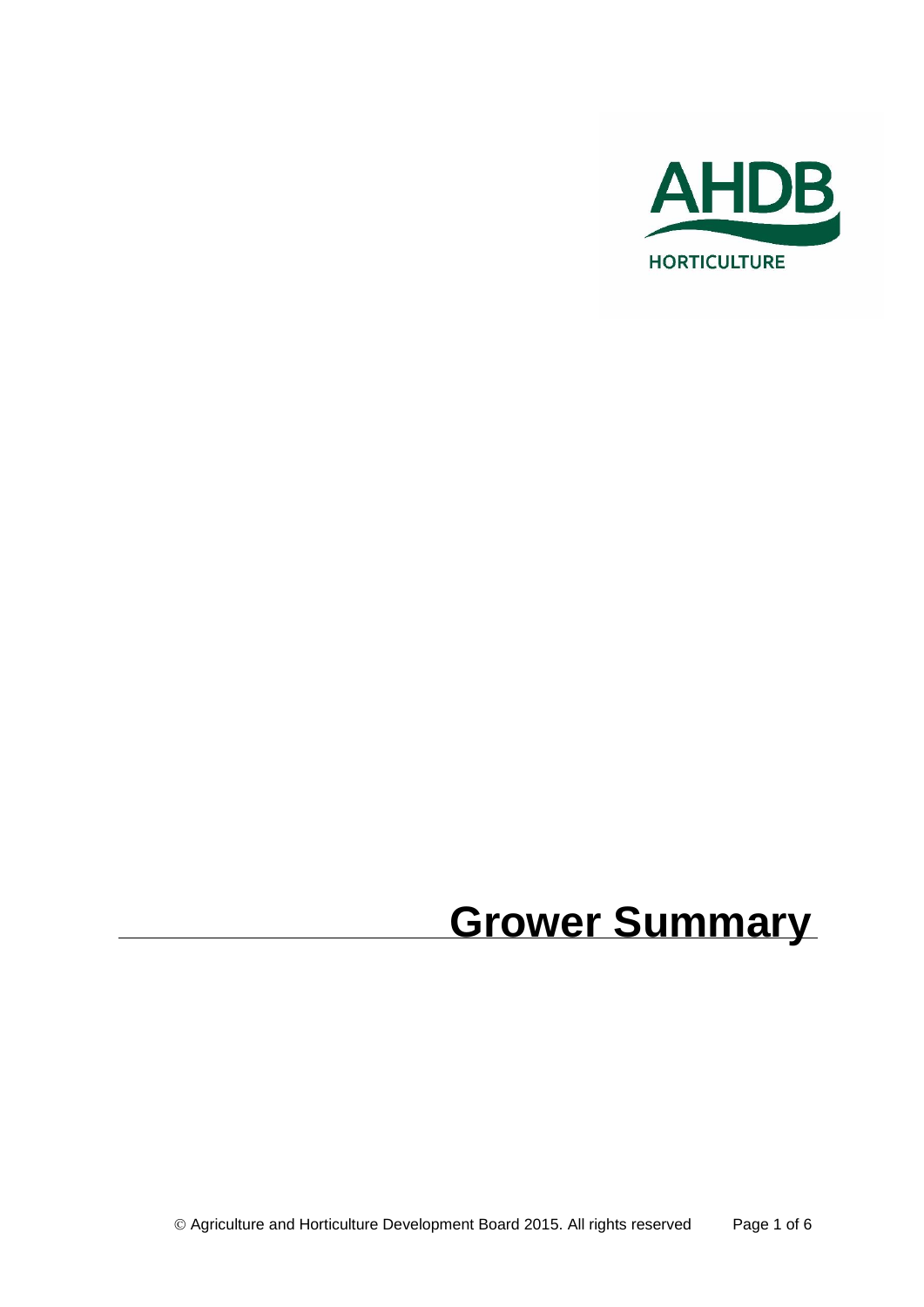# Grower Summary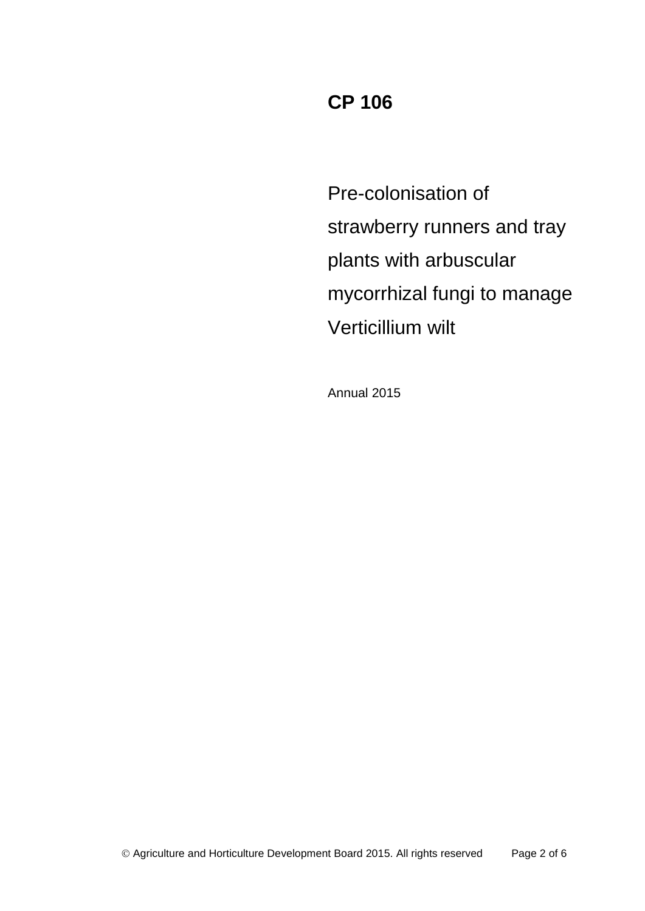# CP 106

Pre-colonisation of strawberry runners and tray plants with arbuscular mycorrhizal fungi to manage Verticillium wilt

Annual 2015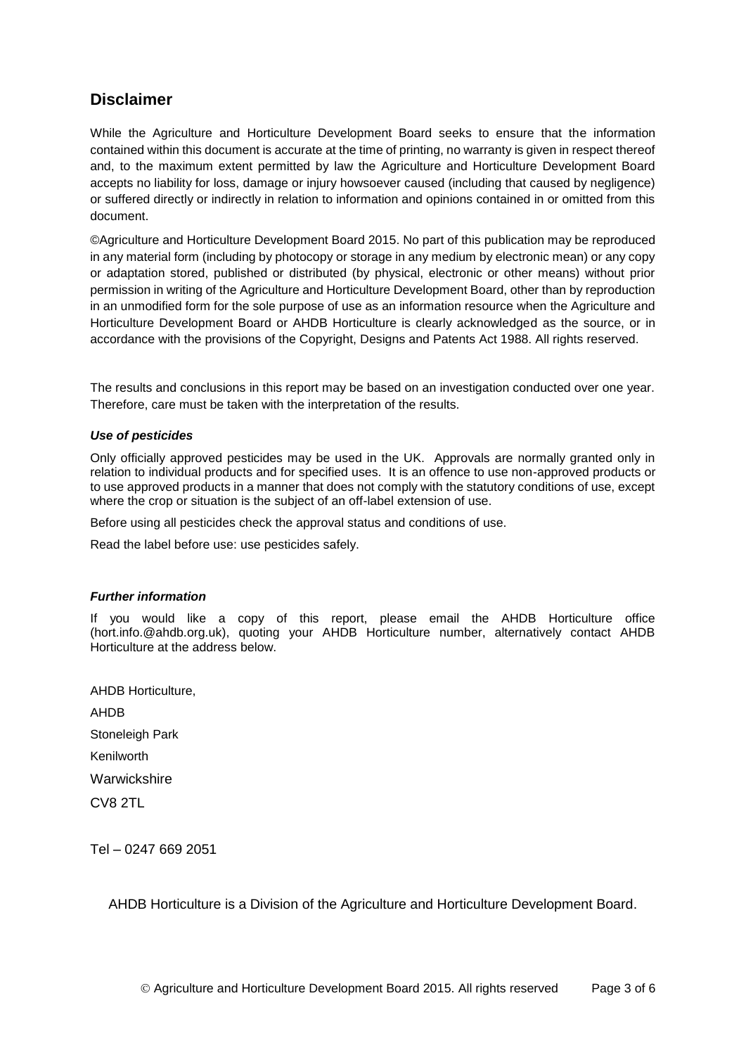## Disclaimer

While the Agriculture and Horticulture Development Board seeks to ensure that the information contained within this document is accurate at the time of printing, no warranty is given in respect thereof and, to the maximum extent permitted by law the Agriculture and Horticulture Development Board accepts no liability for loss, damage or injury howsoever caused (including that caused by negligence) or suffered directly or indirectly in relation to information and opinions contained in or omitted from this document.

©Agriculture and Horticulture Development Board 2015. No part of this publication may be reproduced in any material form (including by photocopy or storage in any medium by electronic mean) or any copy or adaptation stored, published or distributed (by physical, electronic or other means) without prior permission in writing of the Agriculture and Horticulture Development Board, other than by reproduction in an unmodified form for the sole purpose of use as an information resource when the Agriculture and Horticulture Development Board or AHDB Horticulture is clearly acknowledged as the source, or in accordance with the provisions of the Copyright, Designs and Patents Act 1988. All rights reserved.

The results and conclusions in this report may be based on an investigation conducted over one year. Therefore, care must be taken with the interpretation of the results.

### *Use of pesticides*

Only officially approved pesticides may be used in the UK. Approvals are normally granted only in relation to individual products and for specified uses. It is an offence to use non-approved products or to use approved products in a manner that does not comply with the statutory conditions of use, except where the crop or situation is the subject of an off-label extension of use.

Before using all pesticides check the approval status and conditions of use.

Read the label before use: use pesticides safely.

### *Further information*

If you would like a copy of this report, please email the AHDB Horticulture office (hort.info.@ahdb.org.uk), quoting your AHDB Horticulture number, alternatively contact AHDB Horticulture at the address below.

AHDB Horticulture,

AHDB

Stoneleigh Park

Kenilworth

Warwickshire

CV8 2TL

Tel – 0247 669 2051

AHDB Horticulture is a Division of the Agriculture and Horticulture Development Board.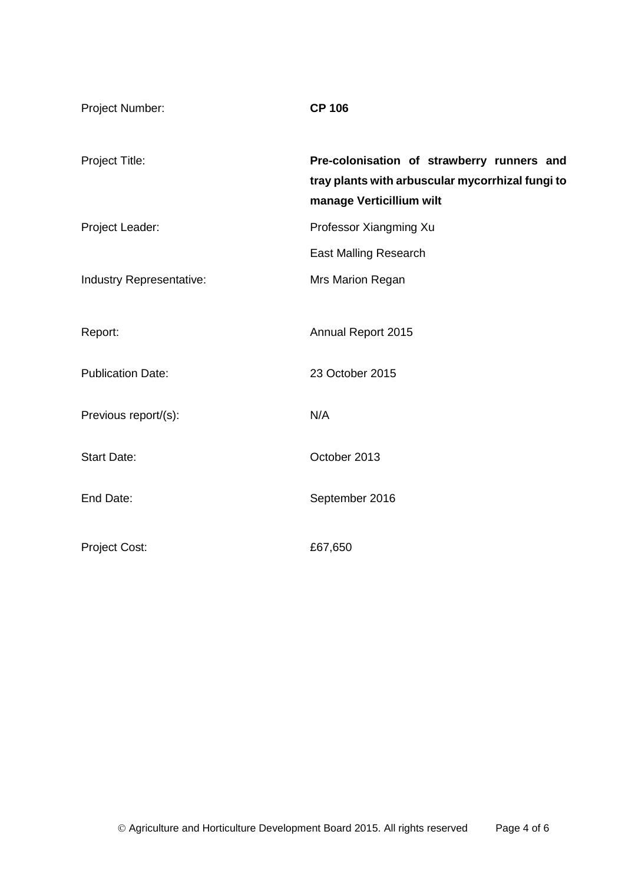| | |
|---|---|
| Project Number: | **CP 106** |
| Project Title: | **Pre-colonisation of strawberry runners and tray plants with arbuscular mycorrhizal fungi to manage Verticillium wilt** |
| Project Leader: | Professor Xiangming Xu<br>East Malling Research |
| Industry Representative: | Mrs Marion Regan |
| Report: | Annual Report 2015 |
| Publication Date: | 23 October 2015 |
| Previous report/(s): | N/A |
| Start Date: | October 2013 |
| End Date: | September 2016 |
| Project Cost: | £67,650 |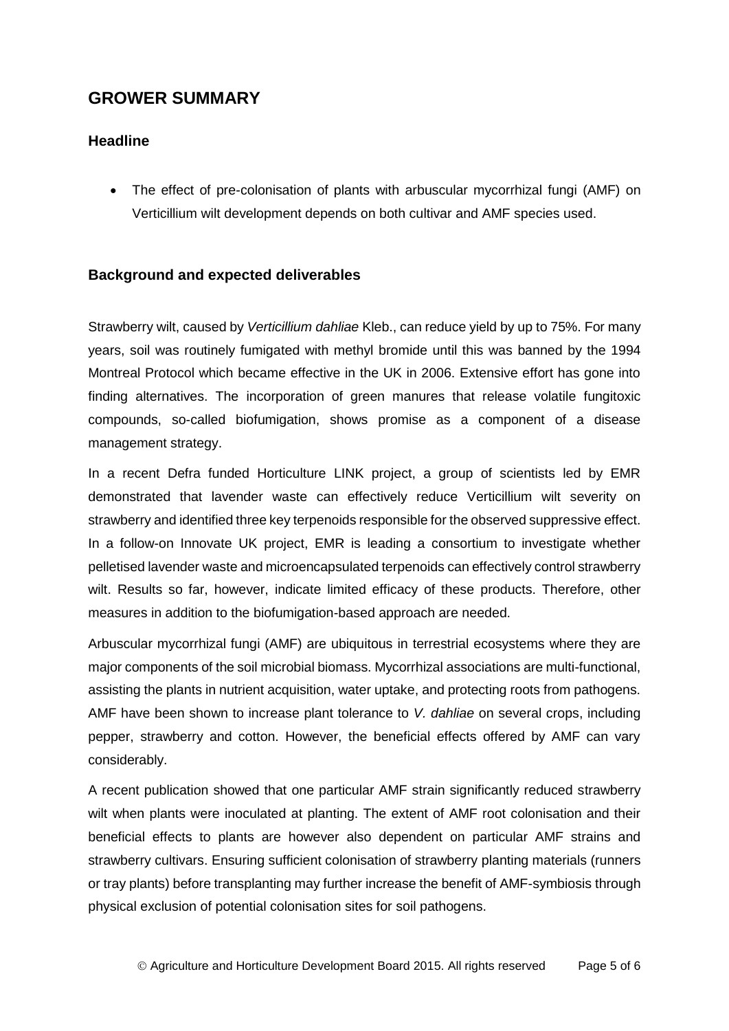# GROWER SUMMARY

## Headline

- The effect of pre-colonisation of plants with arbuscular mycorrhizal fungi (AMF) on Verticillium wilt development depends on both cultivar and AMF species used.

## Background and expected deliverables

Strawberry wilt, caused by *Verticillium dahliae* Kleb., can reduce yield by up to 75%. For many years, soil was routinely fumigated with methyl bromide until this was banned by the 1994 Montreal Protocol which became effective in the UK in 2006. Extensive effort has gone into finding alternatives. The incorporation of green manures that release volatile fungitoxic compounds, so-called biofumigation, shows promise as a component of a disease management strategy.

In a recent Defra funded Horticulture LINK project, a group of scientists led by EMR demonstrated that lavender waste can effectively reduce Verticillium wilt severity on strawberry and identified three key terpenoids responsible for the observed suppressive effect. In a follow-on Innovate UK project, EMR is leading a consortium to investigate whether pelletised lavender waste and microencapsulated terpenoids can effectively control strawberry wilt. Results so far, however, indicate limited efficacy of these products. Therefore, other measures in addition to the biofumigation-based approach are needed.

Arbuscular mycorrhizal fungi (AMF) are ubiquitous in terrestrial ecosystems where they are major components of the soil microbial biomass. Mycorrhizal associations are multi-functional, assisting the plants in nutrient acquisition, water uptake, and protecting roots from pathogens. AMF have been shown to increase plant tolerance to *V. dahliae* on several crops, including pepper, strawberry and cotton. However, the beneficial effects offered by AMF can vary considerably.

A recent publication showed that one particular AMF strain significantly reduced strawberry wilt when plants were inoculated at planting. The extent of AMF root colonisation and their beneficial effects to plants are however also dependent on particular AMF strains and strawberry cultivars. Ensuring sufficient colonisation of strawberry planting materials (runners or tray plants) before transplanting may further increase the benefit of AMF-symbiosis through physical exclusion of potential colonisation sites for soil pathogens.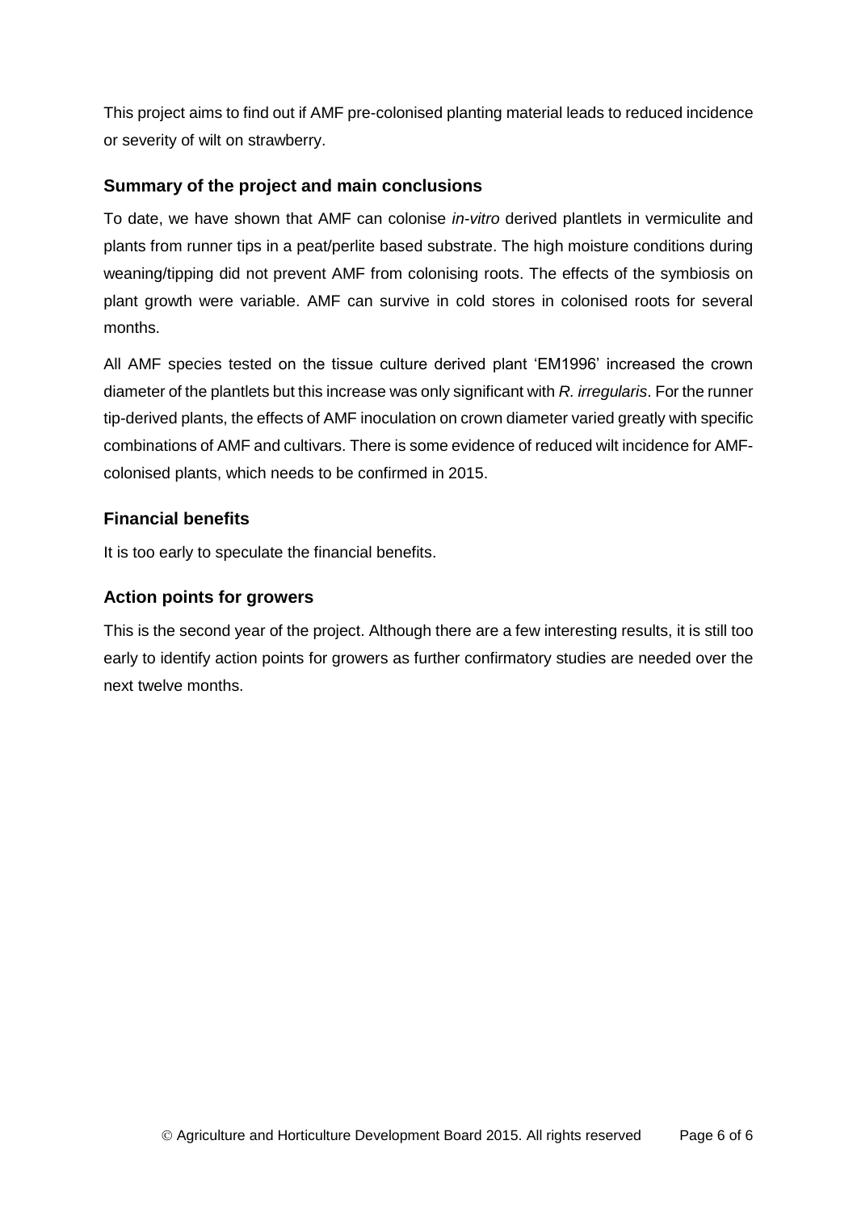This project aims to find out if AMF pre-colonised planting material leads to reduced incidence or severity of wilt on strawberry.

### Summary of the project and main conclusions

To date, we have shown that AMF can colonise *in-vitro* derived plantlets in vermiculite and plants from runner tips in a peat/perlite based substrate. The high moisture conditions during weaning/tipping did not prevent AMF from colonising roots. The effects of the symbiosis on plant growth were variable. AMF can survive in cold stores in colonised roots for several months.

All AMF species tested on the tissue culture derived plant 'EM1996' increased the crown diameter of the plantlets but this increase was only significant with *R. irregularis*. For the runner tip-derived plants, the effects of AMF inoculation on crown diameter varied greatly with specific combinations of AMF and cultivars. There is some evidence of reduced wilt incidence for AMF-colonised plants, which needs to be confirmed in 2015.

### Financial benefits

It is too early to speculate the financial benefits.

### Action points for growers

This is the second year of the project. Although there are a few interesting results, it is still too early to identify action points for growers as further confirmatory studies are needed over the next twelve months.